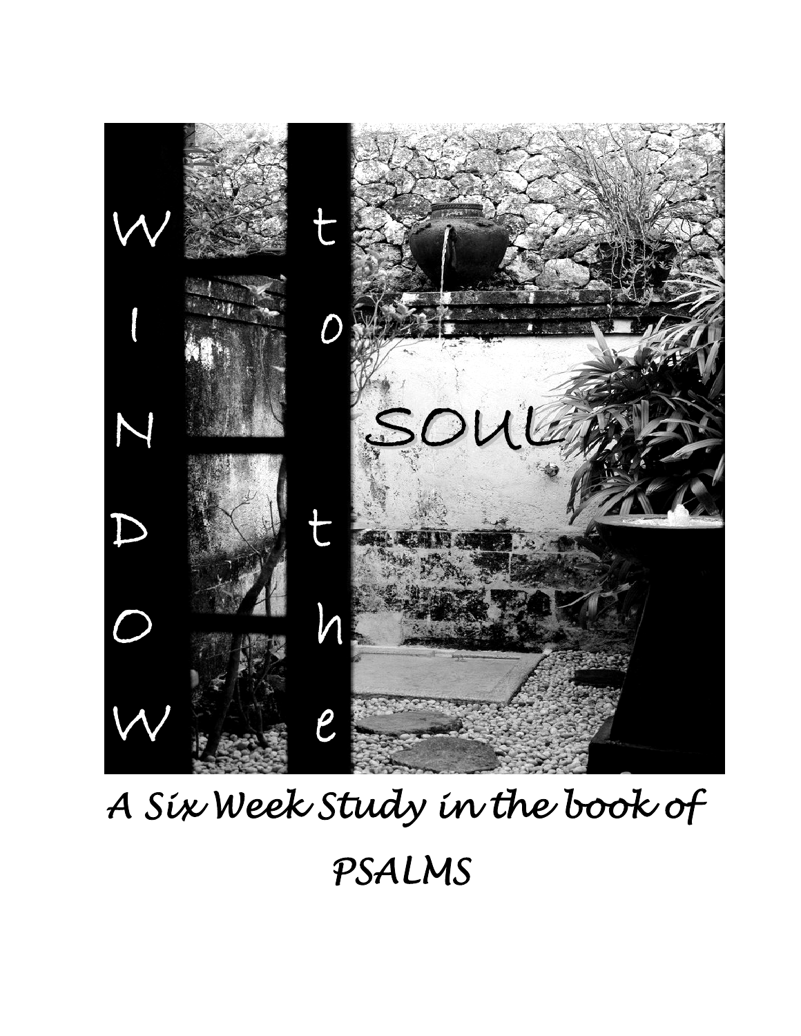# WINDOW to the SOUL

*A Six Week Study in the book of*

*PSALMS*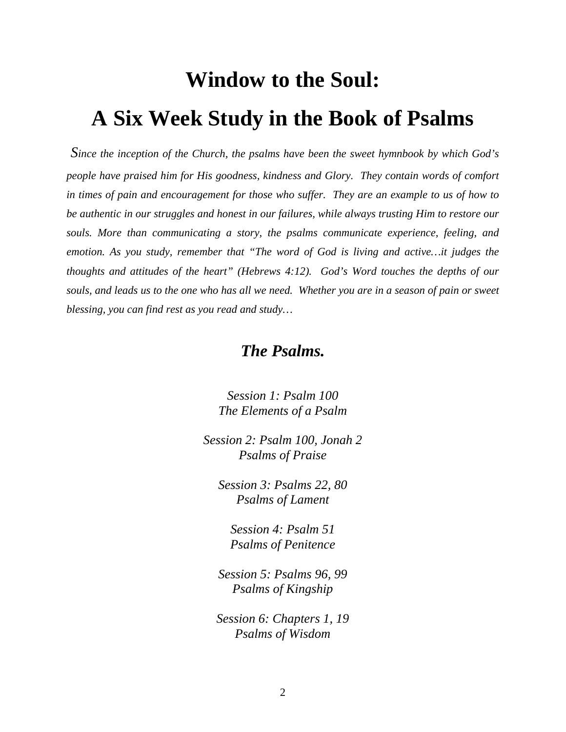# Window to the Soul:

# A Six Week Study in the Book of Psalms

*Since the inception of the Church, the psalms have been the sweet hymnbook by which God's people have praised him for His goodness, kindness and Glory. They contain words of comfort in times of pain and encouragement for those who suffer. They are an example to us of how to be authentic in our struggles and honest in our failures, while always trusting Him to restore our souls. More than communicating a story, the psalms communicate experience, feeling, and emotion. As you study, remember that "The word of God is living and active…it judges the thoughts and attitudes of the heart" (Hebrews 4:12). God's Word touches the depths of our souls, and leads us to the one who has all we need. Whether you are in a season of pain or sweet blessing, you can find rest as you read and study…*

## ***The Psalms.***

*Session 1: Psalm 100*
*The Elements of a Psalm*

*Session 2: Psalm 100, Jonah 2*
*Psalms of Praise*

*Session 3: Psalms 22, 80*
*Psalms of Lament*

*Session 4: Psalm 51*
*Psalms of Penitence*

*Session 5: Psalms 96, 99*
*Psalms of Kingship*

*Session 6: Chapters 1, 19*
*Psalms of Wisdom*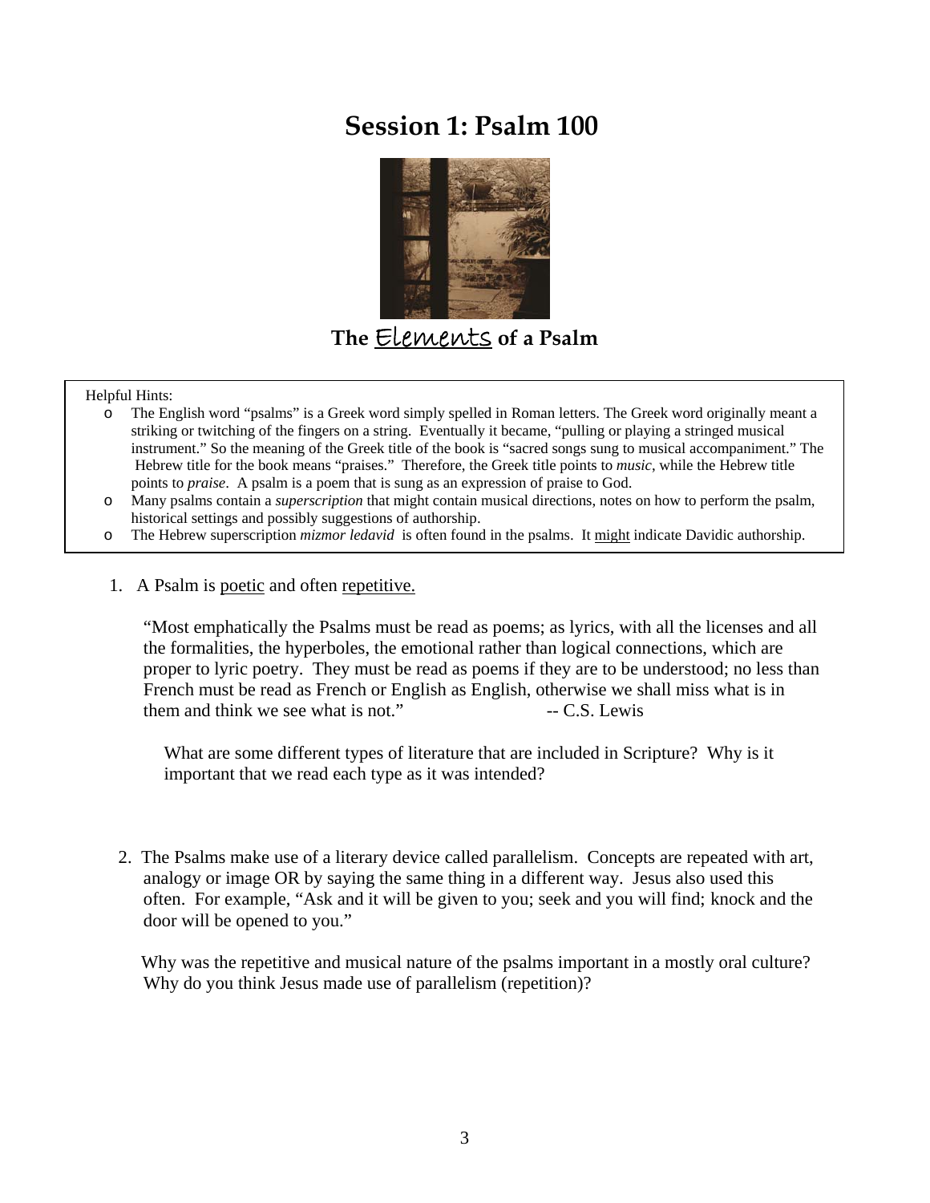# Session 1: Psalm 100

## The Elements of a Psalm

Helpful Hints:

- The English word "psalms" is a Greek word simply spelled in Roman letters. The Greek word originally meant a striking or twitching of the fingers on a string. Eventually it became, "pulling or playing a stringed musical instrument." So the meaning of the Greek title of the book is "sacred songs sung to musical accompaniment." The Hebrew title for the book means "praises." Therefore, the Greek title points to *music*, while the Hebrew title points to *praise*. A psalm is a poem that is sung as an expression of praise to God.
- Many psalms contain a *superscription* that might contain musical directions, notes on how to perform the psalm, historical settings and possibly suggestions of authorship.
- The Hebrew superscription *mizmor ledavid* is often found in the psalms. It might indicate Davidic authorship.

1. A Psalm is poetic and often repetitive.

   "Most emphatically the Psalms must be read as poems; as lyrics, with all the licenses and all the formalities, the hyperboles, the emotional rather than logical connections, which are proper to lyric poetry. They must be read as poems if they are to be understood; no less than French must be read as French or English as English, otherwise we shall miss what is in them and think we see what is not." -- C.S. Lewis

   What are some different types of literature that are included in Scripture? Why is it important that we read each type as it was intended?

2. The Psalms make use of a literary device called parallelism. Concepts are repeated with art, analogy or image OR by saying the same thing in a different way. Jesus also used this often. For example, "Ask and it will be given to you; seek and you will find; knock and the door will be opened to you."

   Why was the repetitive and musical nature of the psalms important in a mostly oral culture? Why do you think Jesus made use of parallelism (repetition)?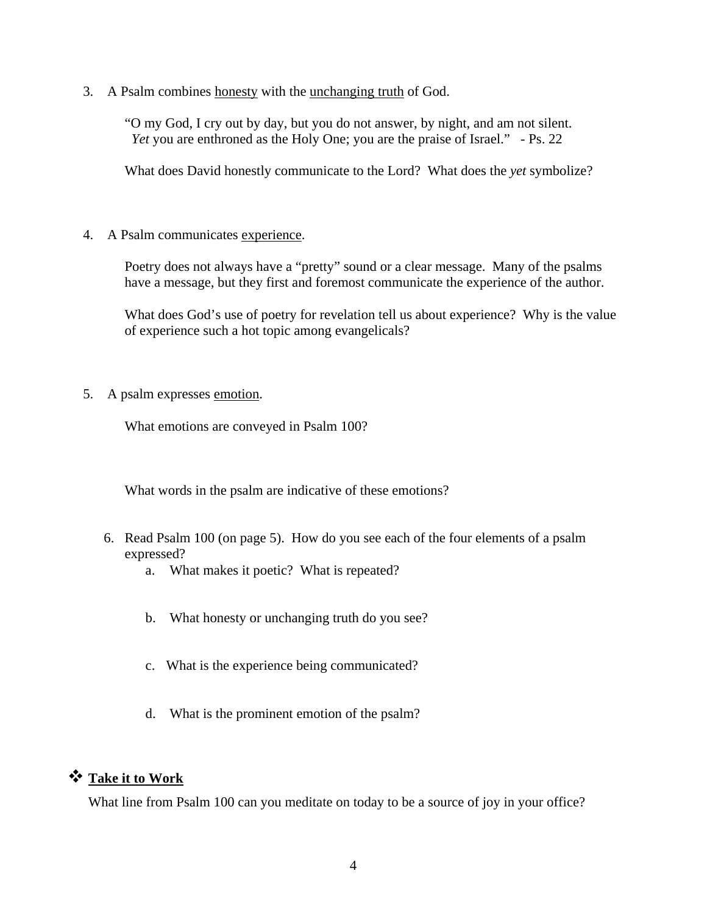3. A Psalm combines <u>honesty</u> with the <u>unchanging truth</u> of God.

   "O my God, I cry out by day, but you do not answer, by night, and am not silent.
   *Yet* you are enthroned as the Holy One; you are the praise of Israel." - Ps. 22

   What does David honestly communicate to the Lord? What does the *yet* symbolize?

4. A Psalm communicates <u>experience</u>.

   Poetry does not always have a "pretty" sound or a clear message. Many of the psalms have a message, but they first and foremost communicate the experience of the author.

   What does God's use of poetry for revelation tell us about experience? Why is the value of experience such a hot topic among evangelicals?

5. A psalm expresses <u>emotion</u>.

   What emotions are conveyed in Psalm 100?

   What words in the psalm are indicative of these emotions?

6. Read Psalm 100 (on page 5). How do you see each of the four elements of a psalm expressed?
   a. What makes it poetic? What is repeated?

   b. What honesty or unchanging truth do you see?

   c. What is the experience being communicated?

   d. What is the prominent emotion of the psalm?

## ❖ <u>**Take it to Work**</u>

What line from Psalm 100 can you meditate on today to be a source of joy in your office?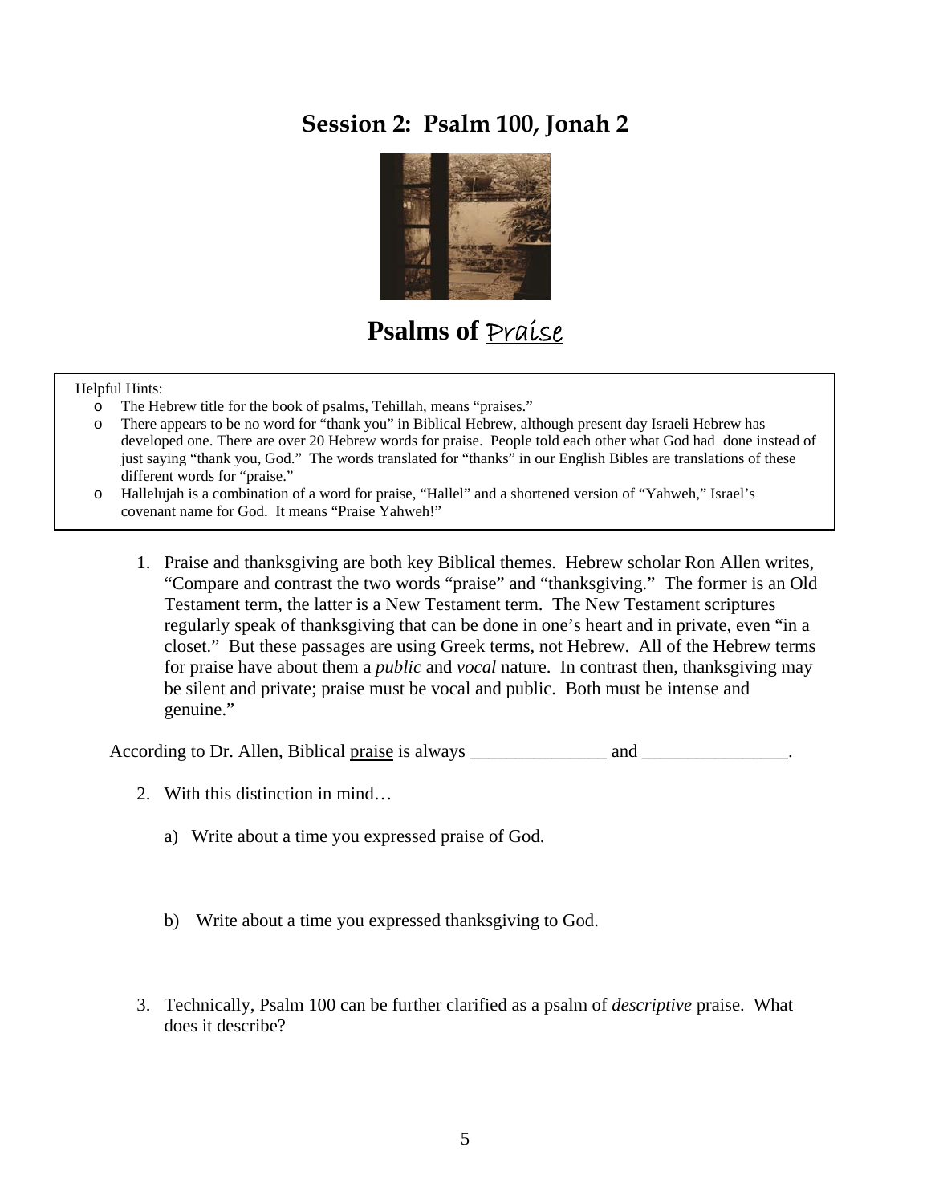# Session 2: Psalm 100, Jonah 2

# Psalms of Praise

Helpful Hints:

- The Hebrew title for the book of psalms, Tehillah, means "praises."
- There appears to be no word for "thank you" in Biblical Hebrew, although present day Israeli Hebrew has developed one. There are over 20 Hebrew words for praise. People told each other what God had done instead of just saying "thank you, God." The words translated for "thanks" in our English Bibles are translations of these different words for "praise."
- Hallelujah is a combination of a word for praise, "Hallel" and a shortened version of "Yahweh," Israel's covenant name for God. It means "Praise Yahweh!"

1. Praise and thanksgiving are both key Biblical themes. Hebrew scholar Ron Allen writes, "Compare and contrast the two words "praise" and "thanksgiving." The former is an Old Testament term, the latter is a New Testament term. The New Testament scriptures regularly speak of thanksgiving that can be done in one's heart and in private, even "in a closet." But these passages are using Greek terms, not Hebrew. All of the Hebrew terms for praise have about them a *public* and *vocal* nature. In contrast then, thanksgiving may be silent and private; praise must be vocal and public. Both must be intense and genuine."

According to Dr. Allen, Biblical praise is always _______________ and ________________.

2. With this distinction in mind…

   a) Write about a time you expressed praise of God.

   b) Write about a time you expressed thanksgiving to God.

3. Technically, Psalm 100 can be further clarified as a psalm of *descriptive* praise. What does it describe?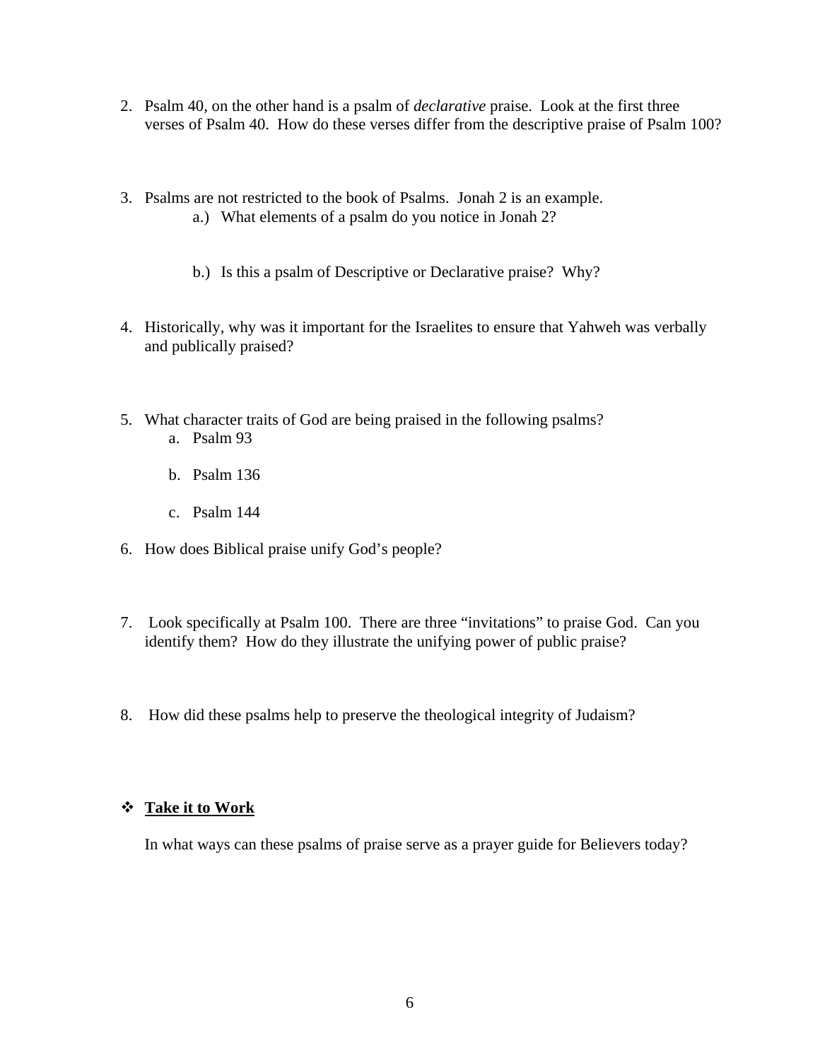2. Psalm 40, on the other hand is a psalm of *declarative* praise. Look at the first three verses of Psalm 40. How do these verses differ from the descriptive praise of Psalm 100?

3. Psalms are not restricted to the book of Psalms. Jonah 2 is an example.
   a.) What elements of a psalm do you notice in Jonah 2?

   b.) Is this a psalm of Descriptive or Declarative praise? Why?

4. Historically, why was it important for the Israelites to ensure that Yahweh was verbally and publically praised?

5. What character traits of God are being praised in the following psalms?
   a. Psalm 93

   b. Psalm 136

   c. Psalm 144

6. How does Biblical praise unify God's people?

7. Look specifically at Psalm 100. There are three "invitations" to praise God. Can you identify them? How do they illustrate the unifying power of public praise?

8. How did these psalms help to preserve the theological integrity of Judaism?

- **<u>Take it to Work</u>**

  In what ways can these psalms of praise serve as a prayer guide for Believers today?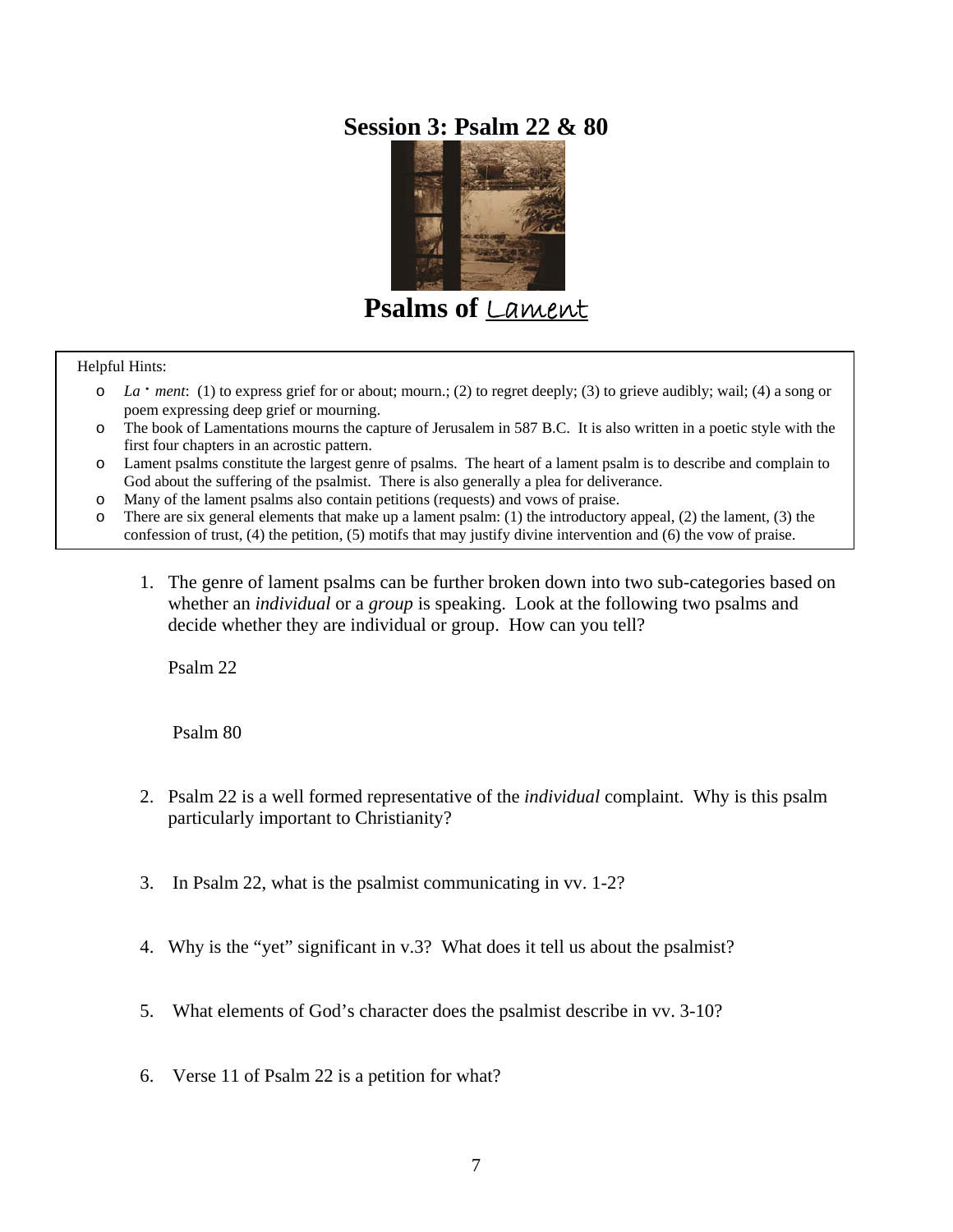# Session 3: Psalm 22 & 80

# Psalms of Lament

> Helpful Hints:
>
> - *La · ment*: (1) to express grief for or about; mourn.; (2) to regret deeply; (3) to grieve audibly; wail; (4) a song or poem expressing deep grief or mourning.
> - The book of Lamentations mourns the capture of Jerusalem in 587 B.C. It is also written in a poetic style with the first four chapters in an acrostic pattern.
> - Lament psalms constitute the largest genre of psalms. The heart of a lament psalm is to describe and complain to God about the suffering of the psalmist. There is also generally a plea for deliverance.
> - Many of the lament psalms also contain petitions (requests) and vows of praise.
> - There are six general elements that make up a lament psalm: (1) the introductory appeal, (2) the lament, (3) the confession of trust, (4) the petition, (5) motifs that may justify divine intervention and (6) the vow of praise.

1. The genre of lament psalms can be further broken down into two sub-categories based on whether an *individual* or a *group* is speaking. Look at the following two psalms and decide whether they are individual or group. How can you tell?

   Psalm 22

   Psalm 80

2. Psalm 22 is a well formed representative of the *individual* complaint. Why is this psalm particularly important to Christianity?

3. In Psalm 22, what is the psalmist communicating in vv. 1-2?

4. Why is the "yet" significant in v.3? What does it tell us about the psalmist?

5. What elements of God's character does the psalmist describe in vv. 3-10?

6. Verse 11 of Psalm 22 is a petition for what?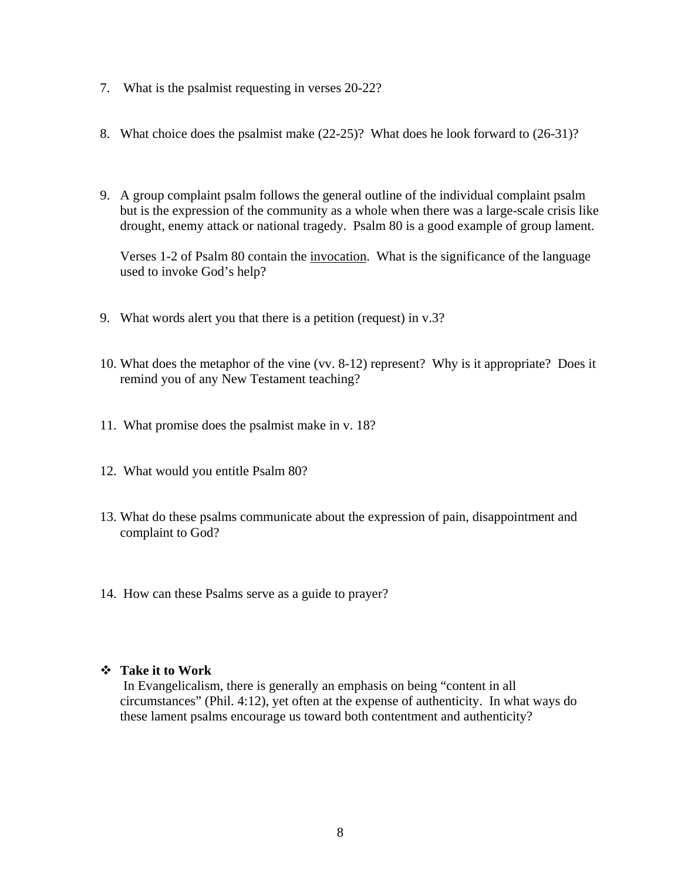7. What is the psalmist requesting in verses 20-22?

8. What choice does the psalmist make (22-25)? What does he look forward to (26-31)?

9. A group complaint psalm follows the general outline of the individual complaint psalm but is the expression of the community as a whole when there was a large-scale crisis like drought, enemy attack or national tragedy. Psalm 80 is a good example of group lament.

   Verses 1-2 of Psalm 80 contain the <u>invocation</u>. What is the significance of the language used to invoke God's help?

9. What words alert you that there is a petition (request) in v.3?

10. What does the metaphor of the vine (vv. 8-12) represent? Why is it appropriate? Does it remind you of any New Testament teaching?

11. What promise does the psalmist make in v. 18?

12. What would you entitle Psalm 80?

13. What do these psalms communicate about the expression of pain, disappointment and complaint to God?

14. How can these Psalms serve as a guide to prayer?

❖ **Take it to Work**

In Evangelicalism, there is generally an emphasis on being "content in all circumstances" (Phil. 4:12), yet often at the expense of authenticity. In what ways do these lament psalms encourage us toward both contentment and authenticity?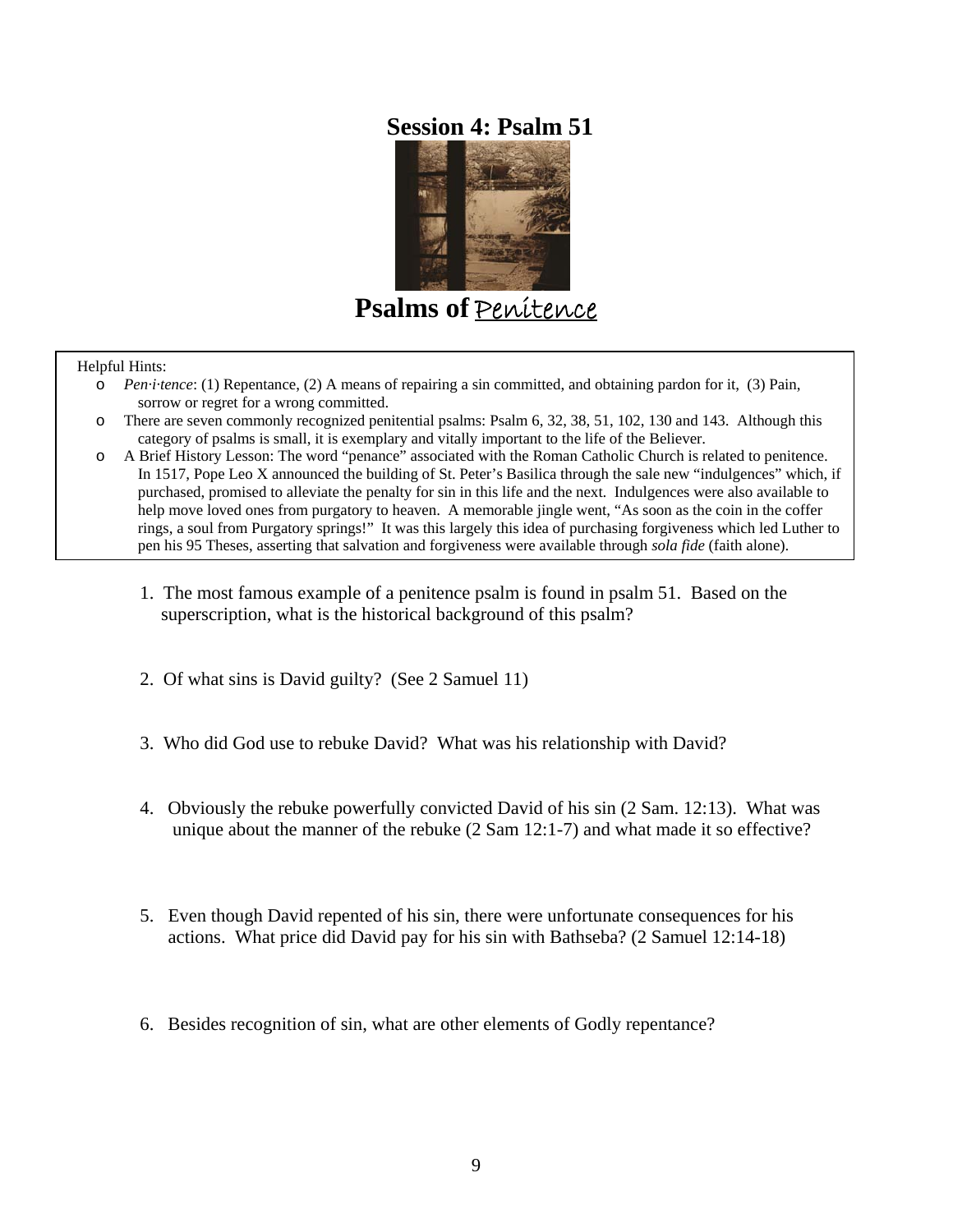# Session 4: Psalm 51

# Psalms of Penitence

Helpful Hints:

- *Pen·i·tence*: (1) Repentance, (2) A means of repairing a sin committed, and obtaining pardon for it, (3) Pain, sorrow or regret for a wrong committed.
- There are seven commonly recognized penitential psalms: Psalm 6, 32, 38, 51, 102, 130 and 143. Although this category of psalms is small, it is exemplary and vitally important to the life of the Believer.
- A Brief History Lesson: The word "penance" associated with the Roman Catholic Church is related to penitence. In 1517, Pope Leo X announced the building of St. Peter's Basilica through the sale new "indulgences" which, if purchased, promised to alleviate the penalty for sin in this life and the next. Indulgences were also available to help move loved ones from purgatory to heaven. A memorable jingle went, "As soon as the coin in the coffer rings, a soul from Purgatory springs!" It was this largely this idea of purchasing forgiveness which led Luther to pen his 95 Theses, asserting that salvation and forgiveness were available through *sola fide* (faith alone).

1. The most famous example of a penitence psalm is found in psalm 51. Based on the superscription, what is the historical background of this psalm?

2. Of what sins is David guilty? (See 2 Samuel 11)

3. Who did God use to rebuke David? What was his relationship with David?

4. Obviously the rebuke powerfully convicted David of his sin (2 Sam. 12:13). What was unique about the manner of the rebuke (2 Sam 12:1-7) and what made it so effective?

5. Even though David repented of his sin, there were unfortunate consequences for his actions. What price did David pay for his sin with Bathseba? (2 Samuel 12:14-18)

6. Besides recognition of sin, what are other elements of Godly repentance?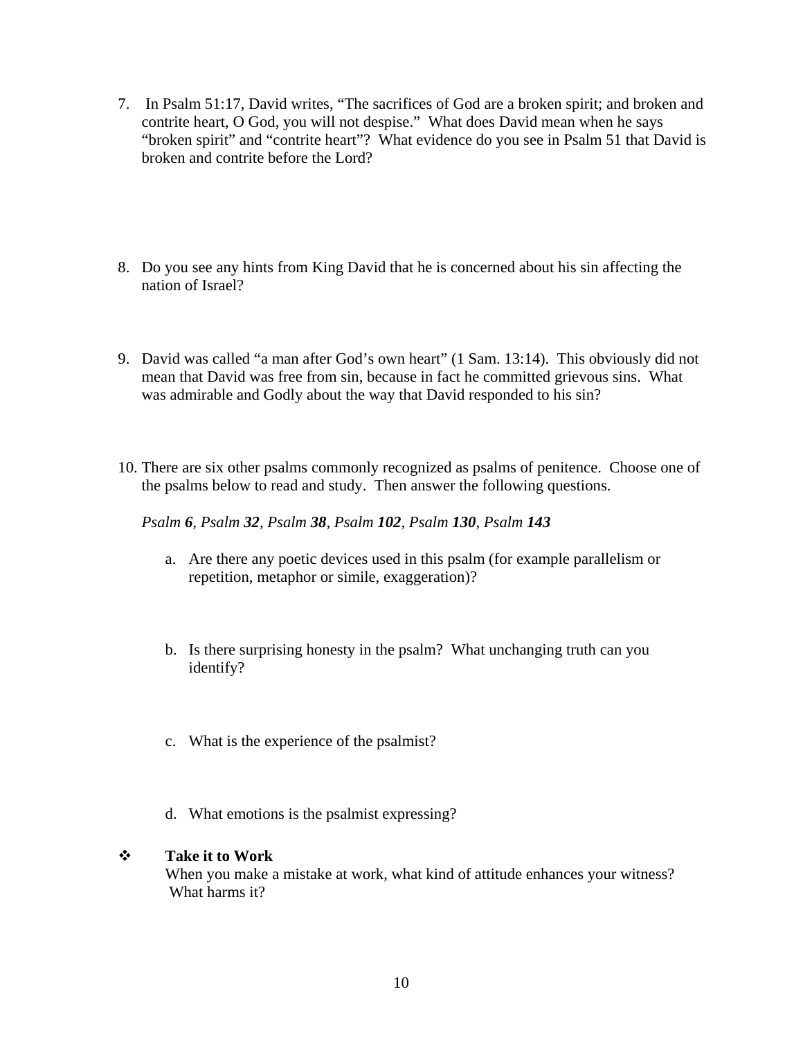7. In Psalm 51:17, David writes, "The sacrifices of God are a broken spirit; and broken and contrite heart, O God, you will not despise." What does David mean when he says "broken spirit" and "contrite heart"? What evidence do you see in Psalm 51 that David is broken and contrite before the Lord?

8. Do you see any hints from King David that he is concerned about his sin affecting the nation of Israel?

9. David was called "a man after God's own heart" (1 Sam. 13:14). This obviously did not mean that David was free from sin, because in fact he committed grievous sins. What was admirable and Godly about the way that David responded to his sin?

10. There are six other psalms commonly recognized as psalms of penitence. Choose one of the psalms below to read and study. Then answer the following questions.

    *Psalm **6**, Psalm **32**, Psalm **38**, Psalm **102**, Psalm **130**, Psalm **143***

    a. Are there any poetic devices used in this psalm (for example parallelism or repetition, metaphor or simile, exaggeration)?

    b. Is there surprising honesty in the psalm? What unchanging truth can you identify?

    c. What is the experience of the psalmist?

    d. What emotions is the psalmist expressing?

❖ **Take it to Work**
When you make a mistake at work, what kind of attitude enhances your witness? What harms it?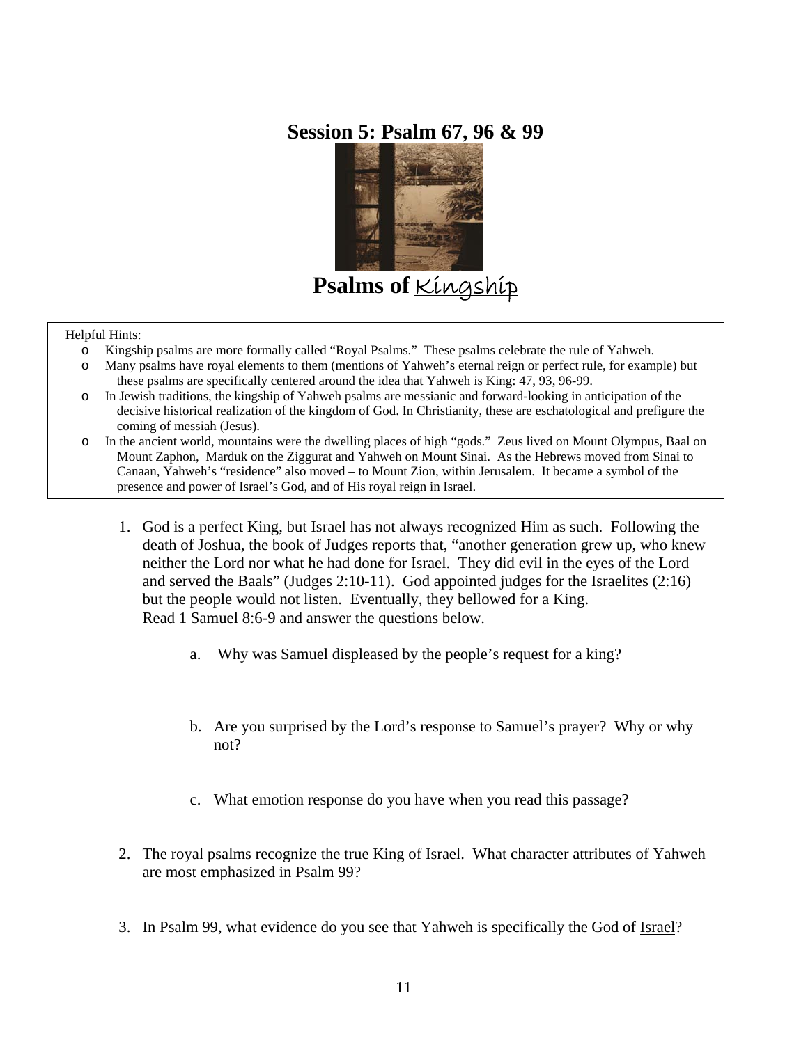# Session 5: Psalm 67, 96 & 99

# Psalms of Kingship

Helpful Hints:

- Kingship psalms are more formally called "Royal Psalms." These psalms celebrate the rule of Yahweh.
- Many psalms have royal elements to them (mentions of Yahweh's eternal reign or perfect rule, for example) but these psalms are specifically centered around the idea that Yahweh is King: 47, 93, 96-99.
- In Jewish traditions, the kingship of Yahweh psalms are messianic and forward-looking in anticipation of the decisive historical realization of the kingdom of God. In Christianity, these are eschatological and prefigure the coming of messiah (Jesus).
- In the ancient world, mountains were the dwelling places of high "gods." Zeus lived on Mount Olympus, Baal on Mount Zaphon, Marduk on the Ziggurat and Yahweh on Mount Sinai. As the Hebrews moved from Sinai to Canaan, Yahweh's "residence" also moved – to Mount Zion, within Jerusalem. It became a symbol of the presence and power of Israel's God, and of His royal reign in Israel.

1. God is a perfect King, but Israel has not always recognized Him as such. Following the death of Joshua, the book of Judges reports that, "another generation grew up, who knew neither the Lord nor what he had done for Israel. They did evil in the eyes of the Lord and served the Baals" (Judges 2:10-11). God appointed judges for the Israelites (2:16) but the people would not listen. Eventually, they bellowed for a King. Read 1 Samuel 8:6-9 and answer the questions below.

   a. Why was Samuel displeased by the people's request for a king?

   b. Are you surprised by the Lord's response to Samuel's prayer? Why or why not?

   c. What emotion response do you have when you read this passage?

2. The royal psalms recognize the true King of Israel. What character attributes of Yahweh are most emphasized in Psalm 99?

3. In Psalm 99, what evidence do you see that Yahweh is specifically the God of Israel?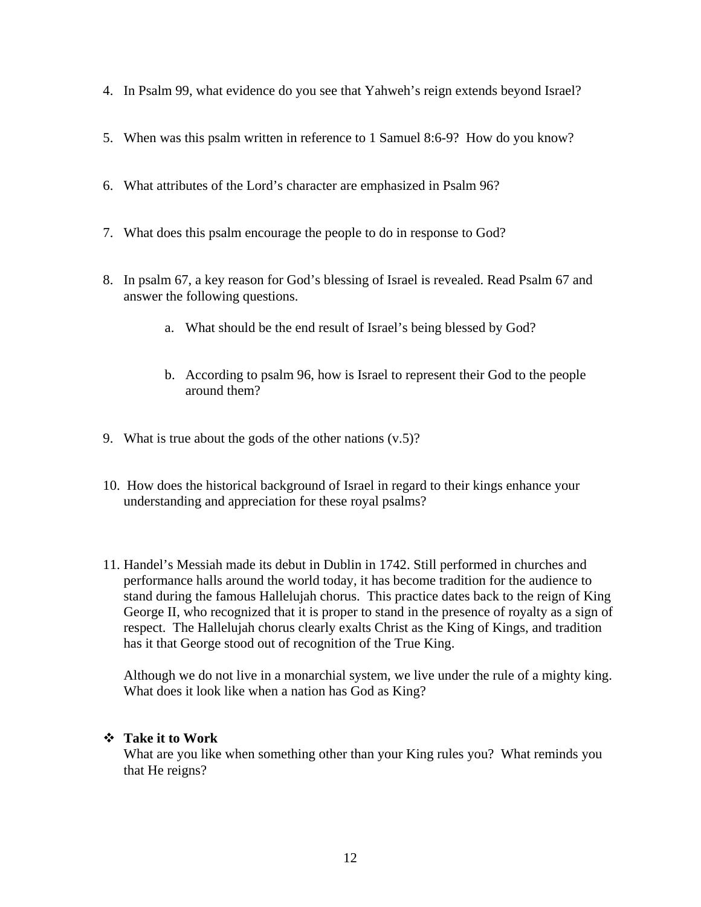4. In Psalm 99, what evidence do you see that Yahweh's reign extends beyond Israel?

5. When was this psalm written in reference to 1 Samuel 8:6-9? How do you know?

6. What attributes of the Lord's character are emphasized in Psalm 96?

7. What does this psalm encourage the people to do in response to God?

8. In psalm 67, a key reason for God's blessing of Israel is revealed. Read Psalm 67 and answer the following questions.

   a. What should be the end result of Israel's being blessed by God?

   b. According to psalm 96, how is Israel to represent their God to the people around them?

9. What is true about the gods of the other nations (v.5)?

10. How does the historical background of Israel in regard to their kings enhance your understanding and appreciation for these royal psalms?

11. Handel's Messiah made its debut in Dublin in 1742. Still performed in churches and performance halls around the world today, it has become tradition for the audience to stand during the famous Hallelujah chorus. This practice dates back to the reign of King George II, who recognized that it is proper to stand in the presence of royalty as a sign of respect. The Hallelujah chorus clearly exalts Christ as the King of Kings, and tradition has it that George stood out of recognition of the True King.

    Although we do not live in a monarchial system, we live under the rule of a mighty king. What does it look like when a nation has God as King?

- **Take it to Work**
  What are you like when something other than your King rules you? What reminds you that He reigns?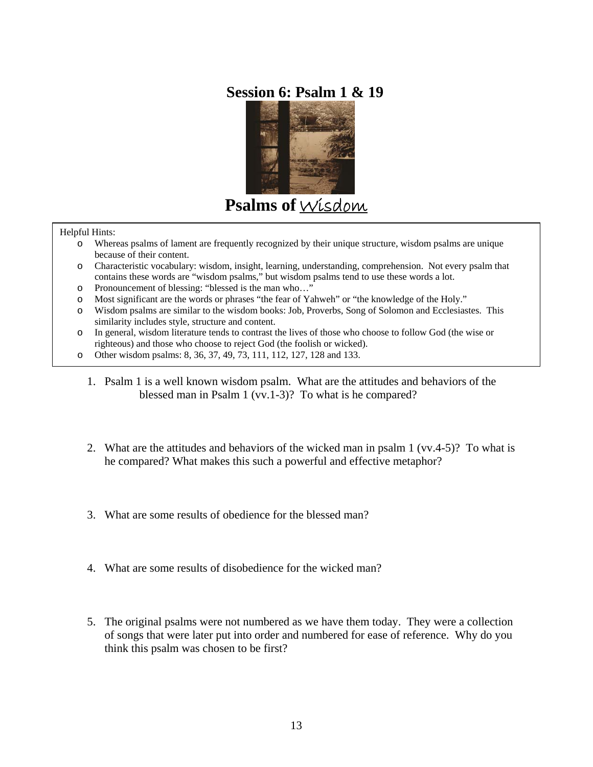# Session 6: Psalm 1 & 19

# Psalms of Wisdom

Helpful Hints:

- Whereas psalms of lament are frequently recognized by their unique structure, wisdom psalms are unique because of their content.
- Characteristic vocabulary: wisdom, insight, learning, understanding, comprehension. Not every psalm that contains these words are "wisdom psalms," but wisdom psalms tend to use these words a lot.
- Pronouncement of blessing: "blessed is the man who…"
- Most significant are the words or phrases "the fear of Yahweh" or "the knowledge of the Holy."
- Wisdom psalms are similar to the wisdom books: Job, Proverbs, Song of Solomon and Ecclesiastes. This similarity includes style, structure and content.
- In general, wisdom literature tends to contrast the lives of those who choose to follow God (the wise or righteous) and those who choose to reject God (the foolish or wicked).
- Other wisdom psalms: 8, 36, 37, 49, 73, 111, 112, 127, 128 and 133.

1. Psalm 1 is a well known wisdom psalm. What are the attitudes and behaviors of the blessed man in Psalm 1 (vv.1-3)? To what is he compared?

2. What are the attitudes and behaviors of the wicked man in psalm 1 (vv.4-5)? To what is he compared? What makes this such a powerful and effective metaphor?

3. What are some results of obedience for the blessed man?

4. What are some results of disobedience for the wicked man?

5. The original psalms were not numbered as we have them today. They were a collection of songs that were later put into order and numbered for ease of reference. Why do you think this psalm was chosen to be first?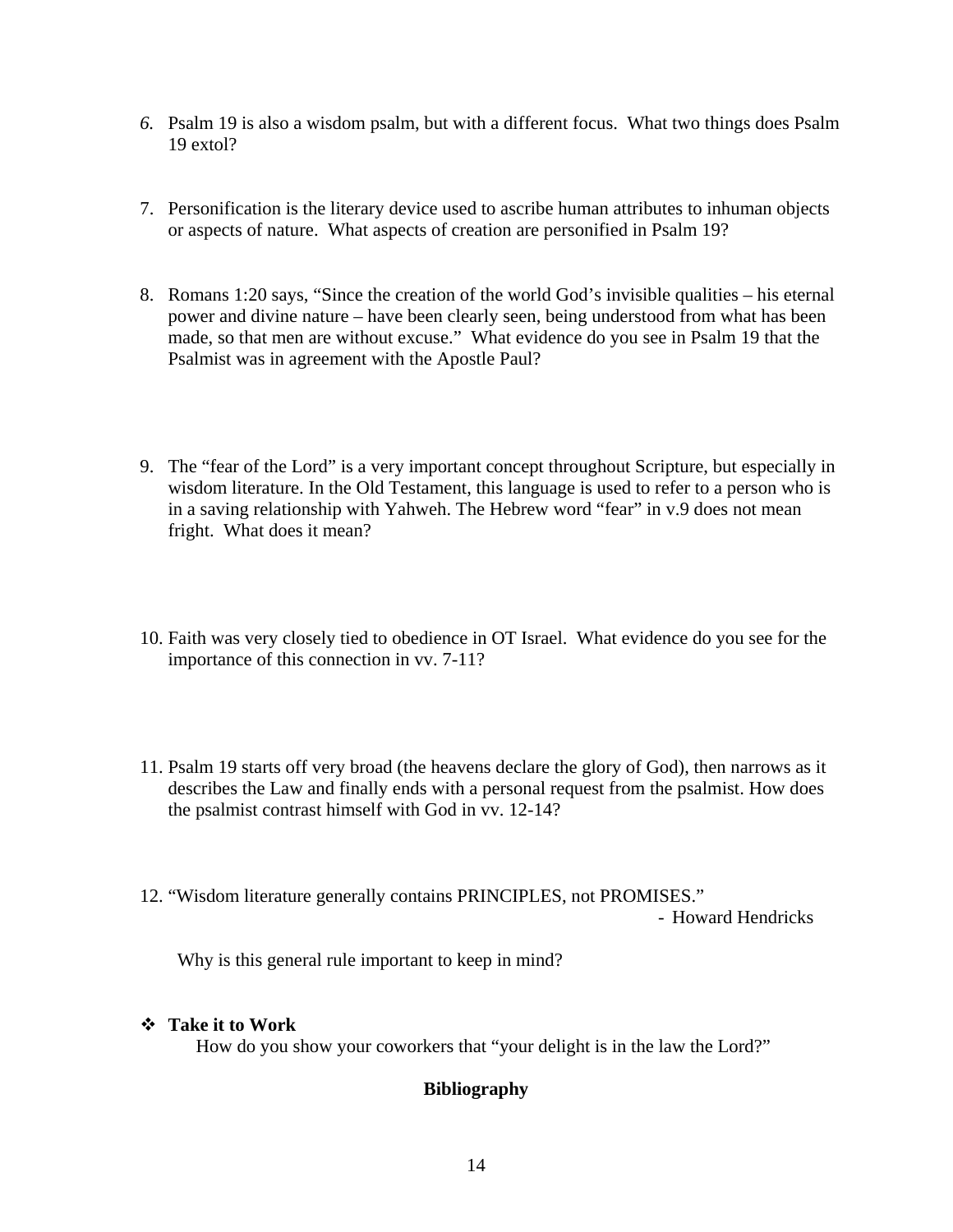6. Psalm 19 is also a wisdom psalm, but with a different focus. What two things does Psalm 19 extol?

7. Personification is the literary device used to ascribe human attributes to inhuman objects or aspects of nature. What aspects of creation are personified in Psalm 19?

8. Romans 1:20 says, "Since the creation of the world God's invisible qualities – his eternal power and divine nature – have been clearly seen, being understood from what has been made, so that men are without excuse." What evidence do you see in Psalm 19 that the Psalmist was in agreement with the Apostle Paul?

9. The "fear of the Lord" is a very important concept throughout Scripture, but especially in wisdom literature. In the Old Testament, this language is used to refer to a person who is in a saving relationship with Yahweh. The Hebrew word "fear" in v.9 does not mean fright. What does it mean?

10. Faith was very closely tied to obedience in OT Israel. What evidence do you see for the importance of this connection in vv. 7-11?

11. Psalm 19 starts off very broad (the heavens declare the glory of God), then narrows as it describes the Law and finally ends with a personal request from the psalmist. How does the psalmist contrast himself with God in vv. 12-14?

12. "Wisdom literature generally contains PRINCIPLES, not PROMISES."

    \- Howard Hendricks

    Why is this general rule important to keep in mind?

- **Take it to Work**

  How do you show your coworkers that "your delight is in the law the Lord?"

**Bibliography**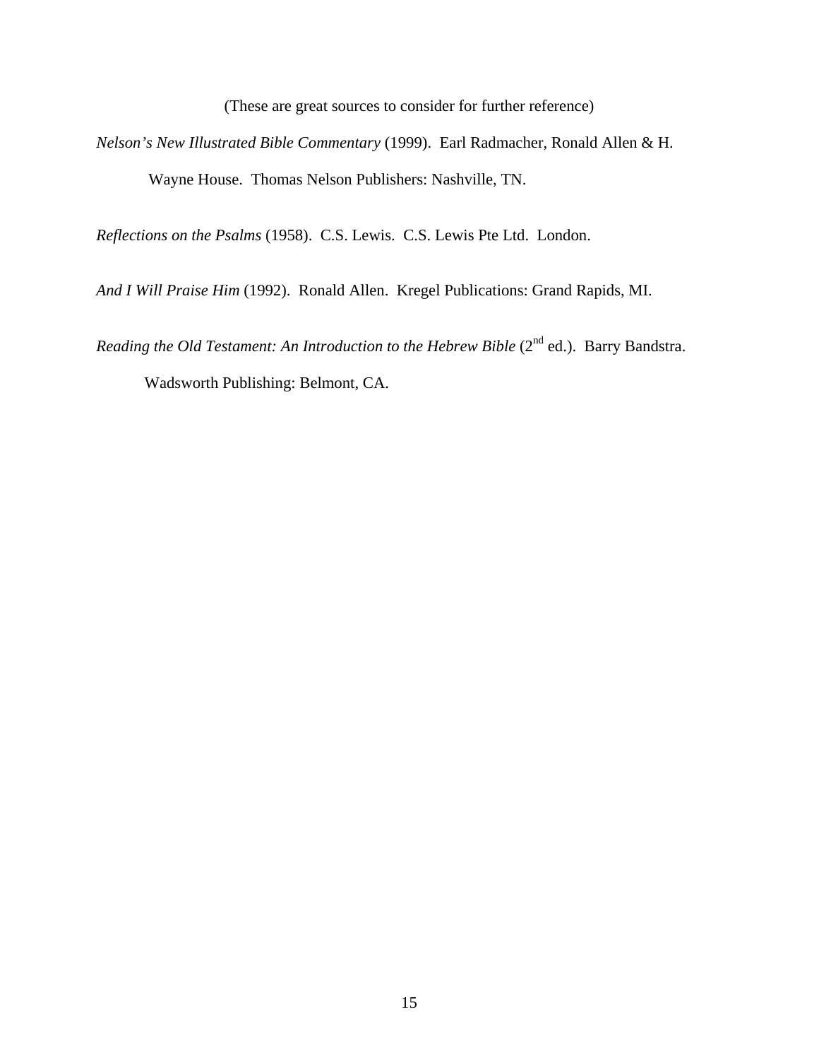(These are great sources to consider for further reference)

*Nelson's New Illustrated Bible Commentary* (1999). Earl Radmacher, Ronald Allen & H. Wayne House. Thomas Nelson Publishers: Nashville, TN.

*Reflections on the Psalms* (1958). C.S. Lewis. C.S. Lewis Pte Ltd. London.

*And I Will Praise Him* (1992). Ronald Allen. Kregel Publications: Grand Rapids, MI.

*Reading the Old Testament: An Introduction to the Hebrew Bible* (2nd ed.). Barry Bandstra. Wadsworth Publishing: Belmont, CA.